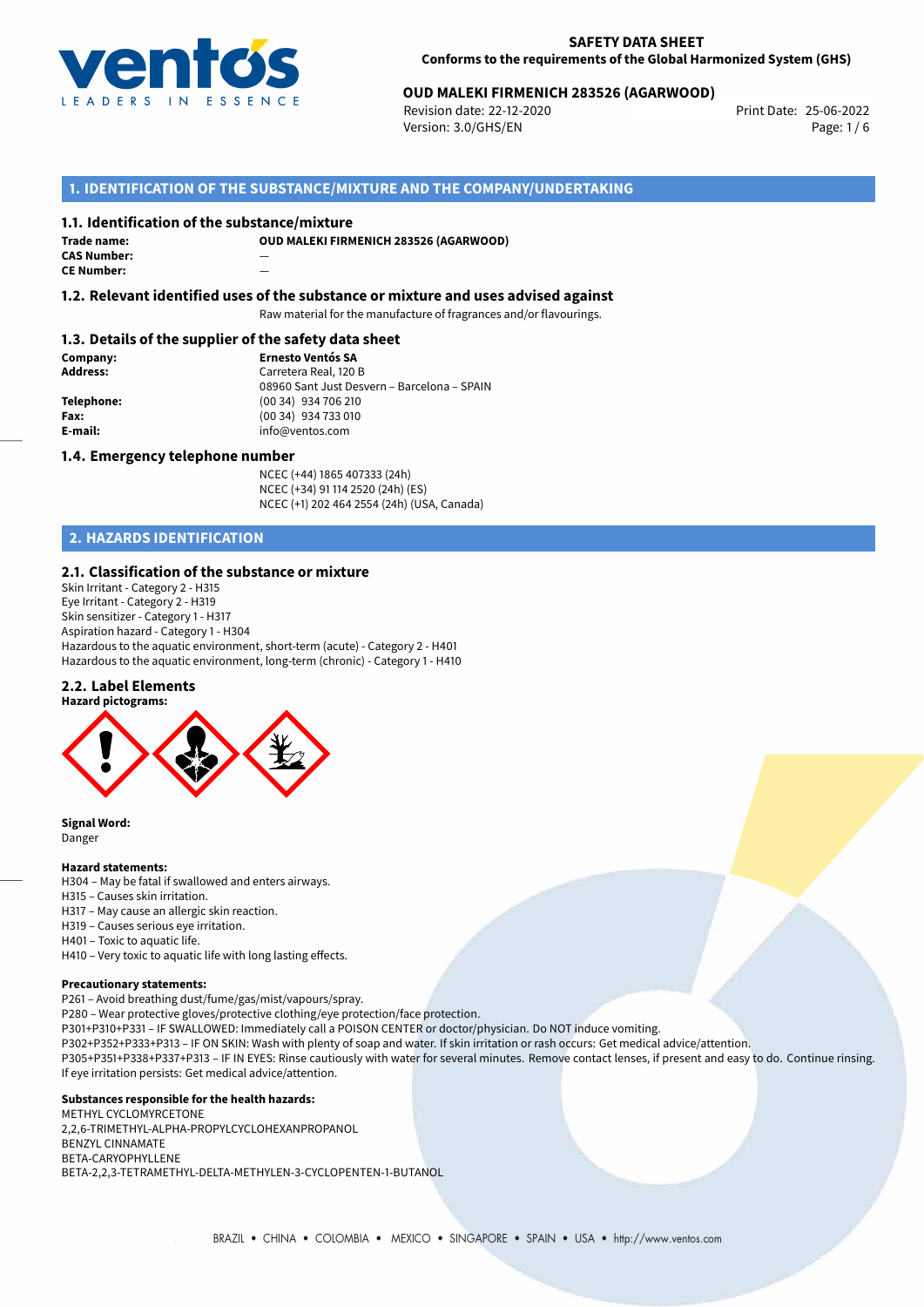**SAFETY DATA SHEET**
**Conforms to the requirements of the Global Harmonized System (GHS)**

**OUD MALEKI FIRMENICH 283526 (AGARWOOD)**

Revision date: 22-12-2020
Version: 3.0/GHS/EN
Print Date: 25-06-2022

## 1. IDENTIFICATION OF THE SUBSTANCE/MIXTURE AND THE COMPANY/UNDERTAKING

### 1.1. Identification of the substance/mixture

**Trade name:** **OUD MALEKI FIRMENICH 283526 (AGARWOOD)**
**CAS Number:** —
**CE Number:** —

### 1.2. Relevant identified uses of the substance or mixture and uses advised against

Raw material for the manufacture of fragrances and/or flavourings.

### 1.3. Details of the supplier of the safety data sheet

**Company:** **Ernesto Ventós SA**
**Address:** Carretera Real, 120 B
08960 Sant Just Desvern – Barcelona – SPAIN
**Telephone:** (00 34) 934 706 210
**Fax:** (00 34) 934 733 010
**E-mail:** info@ventos.com

### 1.4. Emergency telephone number

NCEC (+44) 1865 407333 (24h)
NCEC (+34) 91 114 2520 (24h) (ES)
NCEC (+1) 202 464 2554 (24h) (USA, Canada)

## 2. HAZARDS IDENTIFICATION

### 2.1. Classification of the substance or mixture

Skin Irritant - Category 2 - H315
Eye Irritant - Category 2 - H319
Skin sensitizer - Category 1 - H317
Aspiration hazard - Category 1 - H304
Hazardous to the aquatic environment, short-term (acute) - Category 2 - H401
Hazardous to the aquatic environment, long-term (chronic) - Category 1 - H410

### 2.2. Label Elements

**Hazard pictograms:**

**Signal Word:**
Danger

**Hazard statements:**
H304 – May be fatal if swallowed and enters airways.
H315 – Causes skin irritation.
H317 – May cause an allergic skin reaction.
H319 – Causes serious eye irritation.
H401 – Toxic to aquatic life.
H410 – Very toxic to aquatic life with long lasting effects.

**Precautionary statements:**
P261 – Avoid breathing dust/fume/gas/mist/vapours/spray.
P280 – Wear protective gloves/protective clothing/eye protection/face protection.
P301+P310+P331 – IF SWALLOWED: Immediately call a POISON CENTER or doctor/physician. Do NOT induce vomiting.
P302+P352+P333+P313 – IF ON SKIN: Wash with plenty of soap and water. If skin irritation or rash occurs: Get medical advice/attention.
P305+P351+P338+P337+P313 – IF IN EYES: Rinse cautiously with water for several minutes. Remove contact lenses, if present and easy to do. Continue rinsing. If eye irritation persists: Get medical advice/attention.

**Substances responsible for the health hazards:**
METHYL CYCLOMYRCETONE
2,2,6-TRIMETHYL-ALPHA-PROPYLCYCLOHEXANPROPANOL
BENZYL CINNAMATE
BETA-CARYOPHYLLENE
BETA-2,2,3-TETRAMETHYL-DELTA-METHYLEN-3-CYCLOPENTEN-1-BUTANOL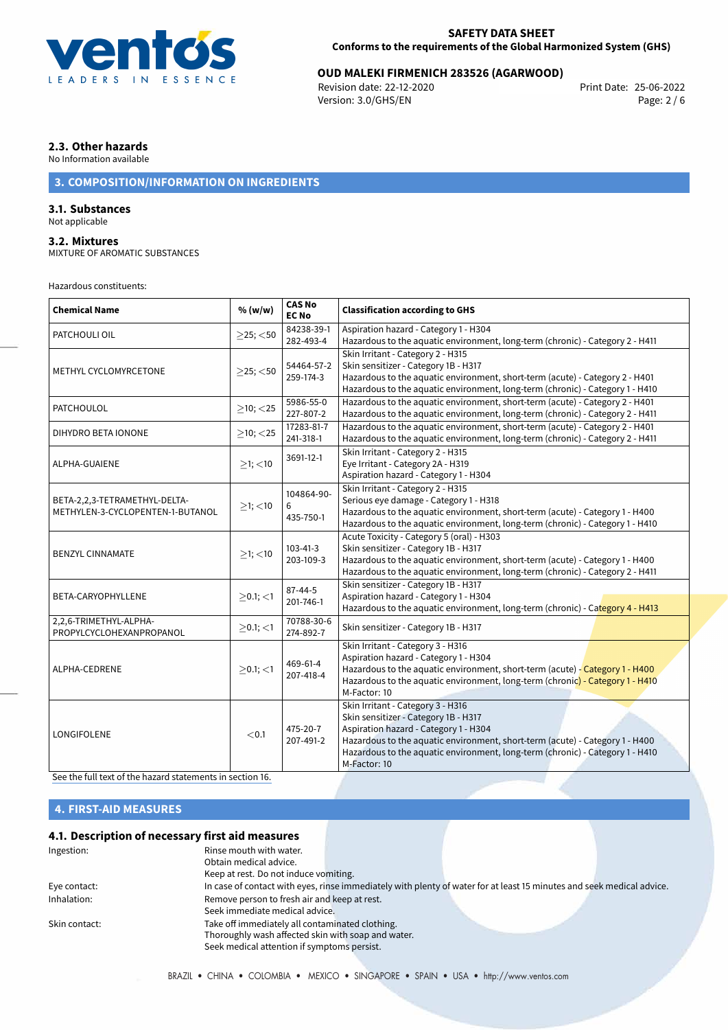## 2.3. Other hazards

No Information available

## 3. COMPOSITION/INFORMATION ON INGREDIENTS

### 3.1. Substances

Not applicable

### 3.2. Mixtures

MIXTURE OF AROMATIC SUBSTANCES

Hazardous constituents:

| Chemical Name | % (w/w) | CAS No EC No | Classification according to GHS |
|---|---|---|---|
| PATCHOULI OIL | ≥25; <50 | 84238-39-1 282-493-4 | Aspiration hazard - Category 1 - H304<br>Hazardous to the aquatic environment, long-term (chronic) - Category 2 - H411 |
| METHYL CYCLOMYRCETONE | ≥25; <50 | 54464-57-2 259-174-3 | Skin Irritant - Category 2 - H315<br>Skin sensitizer - Category 1B - H317<br>Hazardous to the aquatic environment, short-term (acute) - Category 2 - H401<br>Hazardous to the aquatic environment, long-term (chronic) - Category 1 - H410 |
| PATCHOULOL | ≥10; <25 | 5986-55-0 227-807-2 | Hazardous to the aquatic environment, short-term (acute) - Category 2 - H401<br>Hazardous to the aquatic environment, long-term (chronic) - Category 2 - H411 |
| DIHYDRO BETA IONONE | ≥10; <25 | 17283-81-7 241-318-1 | Hazardous to the aquatic environment, short-term (acute) - Category 2 - H401<br>Hazardous to the aquatic environment, long-term (chronic) - Category 2 - H411 |
| ALPHA-GUAIENE | ≥1; <10 | 3691-12-1 | Skin Irritant - Category 2 - H315<br>Eye Irritant - Category 2A - H319<br>Aspiration hazard - Category 1 - H304 |
| BETA-2,2,3-TETRAMETHYL-DELTA-METHYLEN-3-CYCLOPENTEN-1-BUTANOL | ≥1; <10 | 104864-90-6 435-750-1 | Skin Irritant - Category 2 - H315<br>Serious eye damage - Category 1 - H318<br>Hazardous to the aquatic environment, short-term (acute) - Category 1 - H400<br>Hazardous to the aquatic environment, long-term (chronic) - Category 1 - H410 |
| BENZYL CINNAMATE | ≥1; <10 | 103-41-3 203-109-3 | Acute Toxicity - Category 5 (oral) - H303<br>Skin sensitizer - Category 1B - H317<br>Hazardous to the aquatic environment, short-term (acute) - Category 1 - H400<br>Hazardous to the aquatic environment, long-term (chronic) - Category 2 - H411 |
| BETA-CARYOPHYLLENE | ≥0.1; <1 | 87-44-5 201-746-1 | Skin sensitizer - Category 1B - H317<br>Aspiration hazard - Category 1 - H304<br>Hazardous to the aquatic environment, long-term (chronic) - Category 4 - H413 |
| 2,2,6-TRIMETHYL-ALPHA-PROPYLCYCLOHEXANPROPANOL | ≥0.1; <1 | 70788-30-6 274-892-7 | Skin sensitizer - Category 1B - H317 |
| ALPHA-CEDRENE | ≥0.1; <1 | 469-61-4 207-418-4 | Skin Irritant - Category 3 - H316<br>Aspiration hazard - Category 1 - H304<br>Hazardous to the aquatic environment, short-term (acute) - Category 1 - H400<br>Hazardous to the aquatic environment, long-term (chronic) - Category 1 - H410<br>M-Factor: 10 |
| LONGIFOLENE | <0.1 | 475-20-7 207-491-2 | Skin Irritant - Category 3 - H316<br>Skin sensitizer - Category 1B - H317<br>Aspiration hazard - Category 1 - H304<br>Hazardous to the aquatic environment, short-term (acute) - Category 1 - H400<br>Hazardous to the aquatic environment, long-term (chronic) - Category 1 - H410<br>M-Factor: 10 |

See the full text of the hazard statements in section 16.

## 4. FIRST-AID MEASURES

### 4.1. Description of necessary first aid measures

**Ingestion:** Rinse mouth with water.
Obtain medical advice.
Keep at rest. Do not induce vomiting.

**Eye contact:** In case of contact with eyes, rinse immediately with plenty of water for at least 15 minutes and seek medical advice.

**Inhalation:** Remove person to fresh air and keep at rest.
Seek immediate medical advice.

**Skin contact:** Take off immediately all contaminated clothing.
Thoroughly wash affected skin with soap and water.
Seek medical attention if symptoms persist.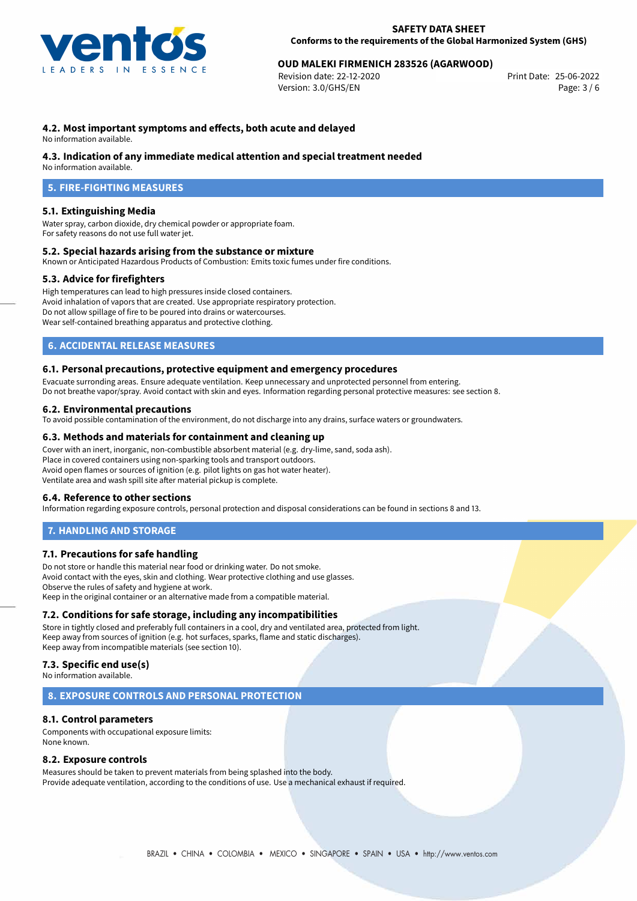### 4.2. Most important symptoms and effects, both acute and delayed

No information available.

### 4.3. Indication of any immediate medical attention and special treatment needed

No information available.

## 5. FIRE-FIGHTING MEASURES

### 5.1. Extinguishing Media

Water spray, carbon dioxide, dry chemical powder or appropriate foam.
For safety reasons do not use full water jet.

### 5.2. Special hazards arising from the substance or mixture

Known or Anticipated Hazardous Products of Combustion: Emits toxic fumes under fire conditions.

### 5.3. Advice for firefighters

High temperatures can lead to high pressures inside closed containers.
Avoid inhalation of vapors that are created. Use appropriate respiratory protection.
Do not allow spillage of fire to be poured into drains or watercourses.
Wear self-contained breathing apparatus and protective clothing.

## 6. ACCIDENTAL RELEASE MEASURES

### 6.1. Personal precautions, protective equipment and emergency procedures

Evacuate surronding areas. Ensure adequate ventilation. Keep unnecessary and unprotected personnel from entering.
Do not breathe vapor/spray. Avoid contact with skin and eyes. Information regarding personal protective measures: see section 8.

### 6.2. Environmental precautions

To avoid possible contamination of the environment, do not discharge into any drains, surface waters or groundwaters.

### 6.3. Methods and materials for containment and cleaning up

Cover with an inert, inorganic, non-combustible absorbent material (e.g. dry-lime, sand, soda ash).
Place in covered containers using non-sparking tools and transport outdoors.
Avoid open flames or sources of ignition (e.g. pilot lights on gas hot water heater).
Ventilate area and wash spill site after material pickup is complete.

### 6.4. Reference to other sections

Information regarding exposure controls, personal protection and disposal considerations can be found in sections 8 and 13.

## 7. HANDLING AND STORAGE

### 7.1. Precautions for safe handling

Do not store or handle this material near food or drinking water. Do not smoke.
Avoid contact with the eyes, skin and clothing. Wear protective clothing and use glasses.
Observe the rules of safety and hygiene at work.
Keep in the original container or an alternative made from a compatible material.

### 7.2. Conditions for safe storage, including any incompatibilities

Store in tightly closed and preferably full containers in a cool, dry and ventilated area, protected from light.
Keep away from sources of ignition (e.g. hot surfaces, sparks, flame and static discharges).
Keep away from incompatible materials (see section 10).

### 7.3. Specific end use(s)

No information available.

## 8. EXPOSURE CONTROLS AND PERSONAL PROTECTION

### 8.1. Control parameters

Components with occupational exposure limits:
None known.

### 8.2. Exposure controls

Measures should be taken to prevent materials from being splashed into the body.
Provide adequate ventilation, according to the conditions of use. Use a mechanical exhaust if required.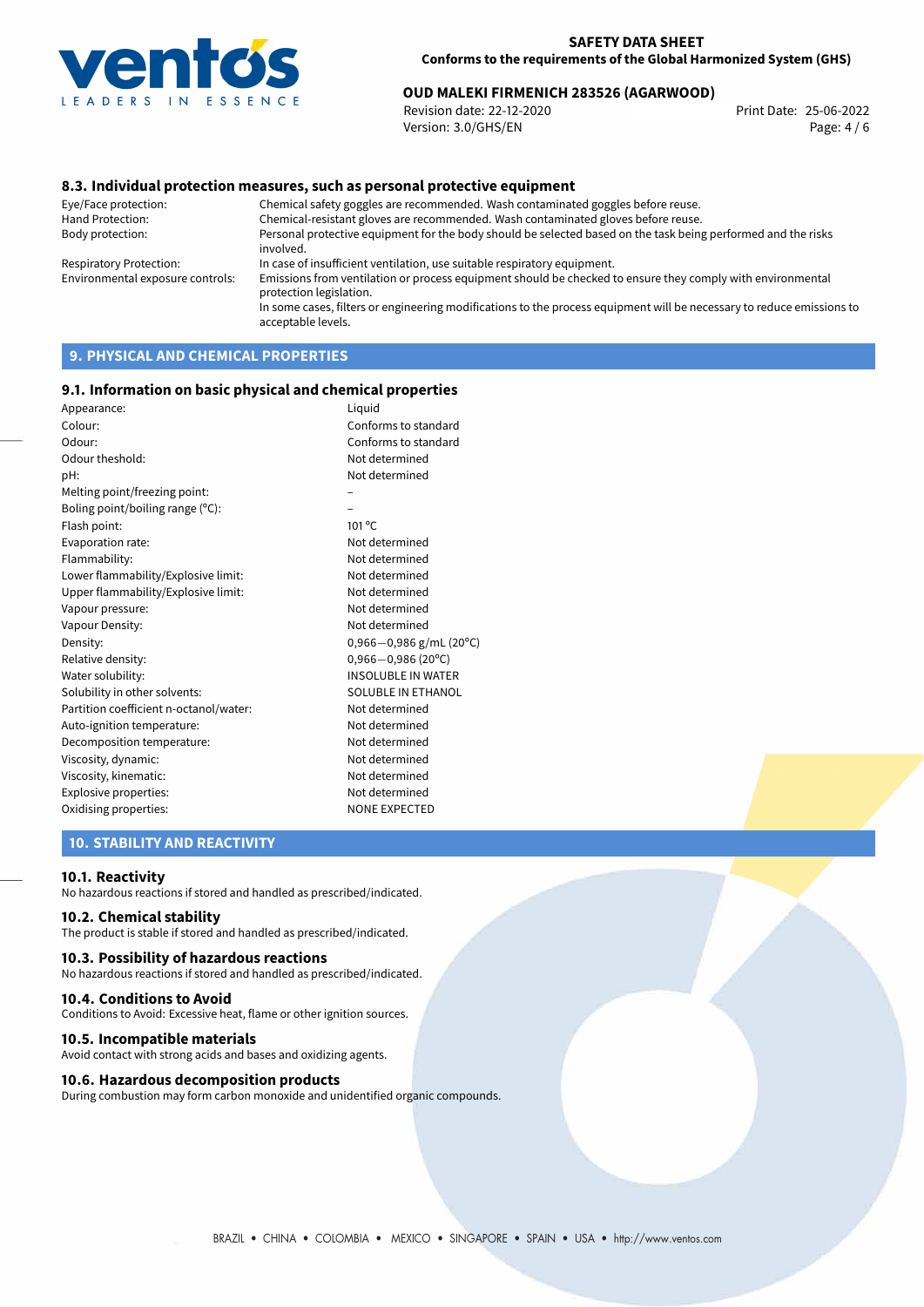### 8.3. Individual protection measures, such as personal protective equipment

| | |
|---|---|
| Eye/Face protection: | Chemical safety goggles are recommended. Wash contaminated goggles before reuse. |
| Hand Protection: | Chemical-resistant gloves are recommended. Wash contaminated gloves before reuse. |
| Body protection: | Personal protective equipment for the body should be selected based on the task being performed and the risks involved. |
| Respiratory Protection: | In case of insufficient ventilation, use suitable respiratory equipment. |
| Environmental exposure controls: | Emissions from ventilation or process equipment should be checked to ensure they comply with environmental protection legislation. In some cases, filters or engineering modifications to the process equipment will be necessary to reduce emissions to acceptable levels. |

## 9. PHYSICAL AND CHEMICAL PROPERTIES

### 9.1. Information on basic physical and chemical properties

| | |
|---|---|
| Appearance: | Liquid |
| Colour: | Conforms to standard |
| Odour: | Conforms to standard |
| Odour theshold: | Not determined |
| pH: | Not determined |
| Melting point/freezing point: | – |
| Boling point/boiling range (°C): | – |
| Flash point: | 101 °C |
| Evaporation rate: | Not determined |
| Flammability: | Not determined |
| Lower flammability/Explosive limit: | Not determined |
| Upper flammability/Explosive limit: | Not determined |
| Vapour pressure: | Not determined |
| Vapour Density: | Not determined |
| Density: | 0,966−0,986 g/mL (20°C) |
| Relative density: | 0,966−0,986 (20°C) |
| Water solubility: | INSOLUBLE IN WATER |
| Solubility in other solvents: | SOLUBLE IN ETHANOL |
| Partition coefficient n-octanol/water: | Not determined |
| Auto-ignition temperature: | Not determined |
| Decomposition temperature: | Not determined |
| Viscosity, dynamic: | Not determined |
| Viscosity, kinematic: | Not determined |
| Explosive properties: | Not determined |
| Oxidising properties: | NONE EXPECTED |

## 10. STABILITY AND REACTIVITY

### 10.1. Reactivity

No hazardous reactions if stored and handled as prescribed/indicated.

### 10.2. Chemical stability

The product is stable if stored and handled as prescribed/indicated.

### 10.3. Possibility of hazardous reactions

No hazardous reactions if stored and handled as prescribed/indicated.

### 10.4. Conditions to Avoid

Conditions to Avoid: Excessive heat, flame or other ignition sources.

### 10.5. Incompatible materials

Avoid contact with strong acids and bases and oxidizing agents.

### 10.6. Hazardous decomposition products

During combustion may form carbon monoxide and unidentified organic compounds.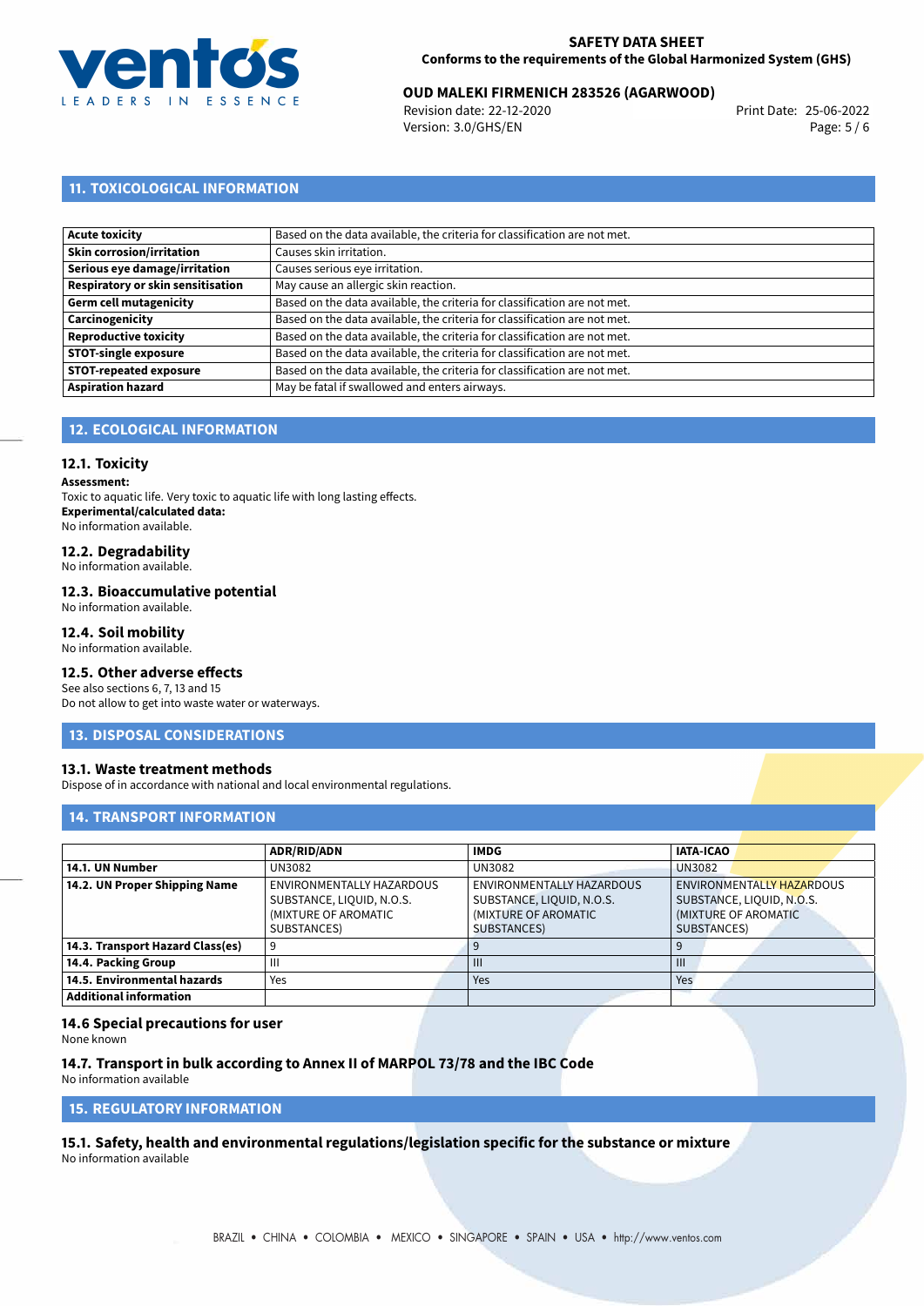## 11. TOXICOLOGICAL INFORMATION

| | |
|---|---|
| **Acute toxicity** | Based on the data available, the criteria for classification are not met. |
| **Skin corrosion/irritation** | Causes skin irritation. |
| **Serious eye damage/irritation** | Causes serious eye irritation. |
| **Respiratory or skin sensitisation** | May cause an allergic skin reaction. |
| **Germ cell mutagenicity** | Based on the data available, the criteria for classification are not met. |
| **Carcinogenicity** | Based on the data available, the criteria for classification are not met. |
| **Reproductive toxicity** | Based on the data available, the criteria for classification are not met. |
| **STOT-single exposure** | Based on the data available, the criteria for classification are not met. |
| **STOT-repeated exposure** | Based on the data available, the criteria for classification are not met. |
| **Aspiration hazard** | May be fatal if swallowed and enters airways. |

## 12. ECOLOGICAL INFORMATION

### 12.1. Toxicity

**Assessment:**
Toxic to aquatic life. Very toxic to aquatic life with long lasting effects.
**Experimental/calculated data:**
No information available.

### 12.2. Degradability

No information available.

### 12.3. Bioaccumulative potential

No information available.

### 12.4. Soil mobility

No information available.

### 12.5. Other adverse effects

See also sections 6, 7, 13 and 15
Do not allow to get into waste water or waterways.

## 13. DISPOSAL CONSIDERATIONS

### 13.1. Waste treatment methods

Dispose of in accordance with national and local environmental regulations.

## 14. TRANSPORT INFORMATION

| | ADR/RID/ADN | IMDG | IATA-ICAO |
|---|---|---|---|
| **14.1. UN Number** | UN3082 | UN3082 | UN3082 |
| **14.2. UN Proper Shipping Name** | ENVIRONMENTALLY HAZARDOUS SUBSTANCE, LIQUID, N.O.S. (MIXTURE OF AROMATIC SUBSTANCES) | ENVIRONMENTALLY HAZARDOUS SUBSTANCE, LIQUID, N.O.S. (MIXTURE OF AROMATIC SUBSTANCES) | ENVIRONMENTALLY HAZARDOUS SUBSTANCE, LIQUID, N.O.S. (MIXTURE OF AROMATIC SUBSTANCES) |
| **14.3. Transport Hazard Class(es)** | 9 | 9 | 9 |
| **14.4. Packing Group** | III | III | III |
| **14.5. Environmental hazards** | Yes | Yes | Yes |
| **Additional information** | | | |

### 14.6 Special precautions for user

None known

### 14.7. Transport in bulk according to Annex II of MARPOL 73/78 and the IBC Code

No information available

## 15. REGULATORY INFORMATION

### 15.1. Safety, health and environmental regulations/legislation specific for the substance or mixture

No information available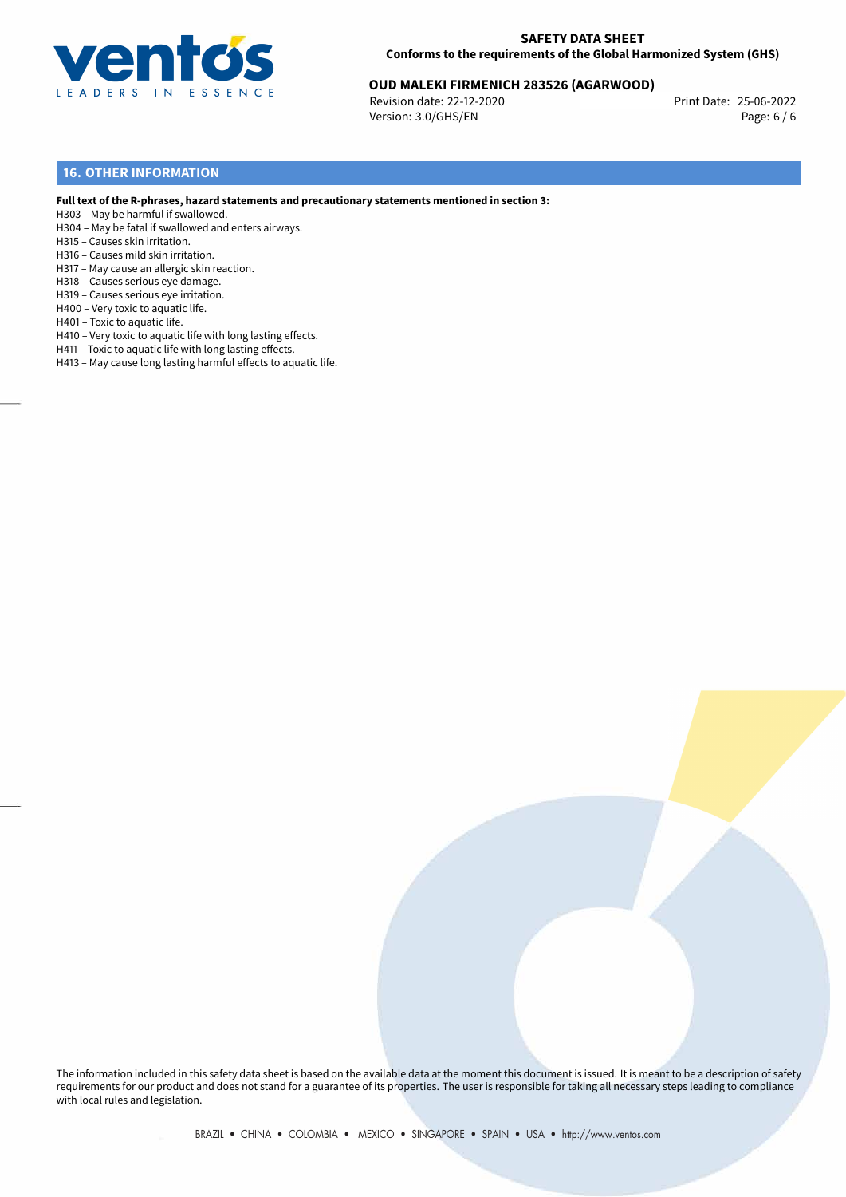## 16. OTHER INFORMATION

**Full text of the R-phrases, hazard statements and precautionary statements mentioned in section 3:**

H303 – May be harmful if swallowed.
H304 – May be fatal if swallowed and enters airways.
H315 – Causes skin irritation.
H316 – Causes mild skin irritation.
H317 – May cause an allergic skin reaction.
H318 – Causes serious eye damage.
H319 – Causes serious eye irritation.
H400 – Very toxic to aquatic life.
H401 – Toxic to aquatic life.
H410 – Very toxic to aquatic life with long lasting effects.
H411 – Toxic to aquatic life with long lasting effects.
H413 – May cause long lasting harmful effects to aquatic life.

The information included in this safety data sheet is based on the available data at the moment this document is issued. It is meant to be a description of safety requirements for our product and does not stand for a guarantee of its properties. The user is responsible for taking all necessary steps leading to compliance with local rules and legislation.